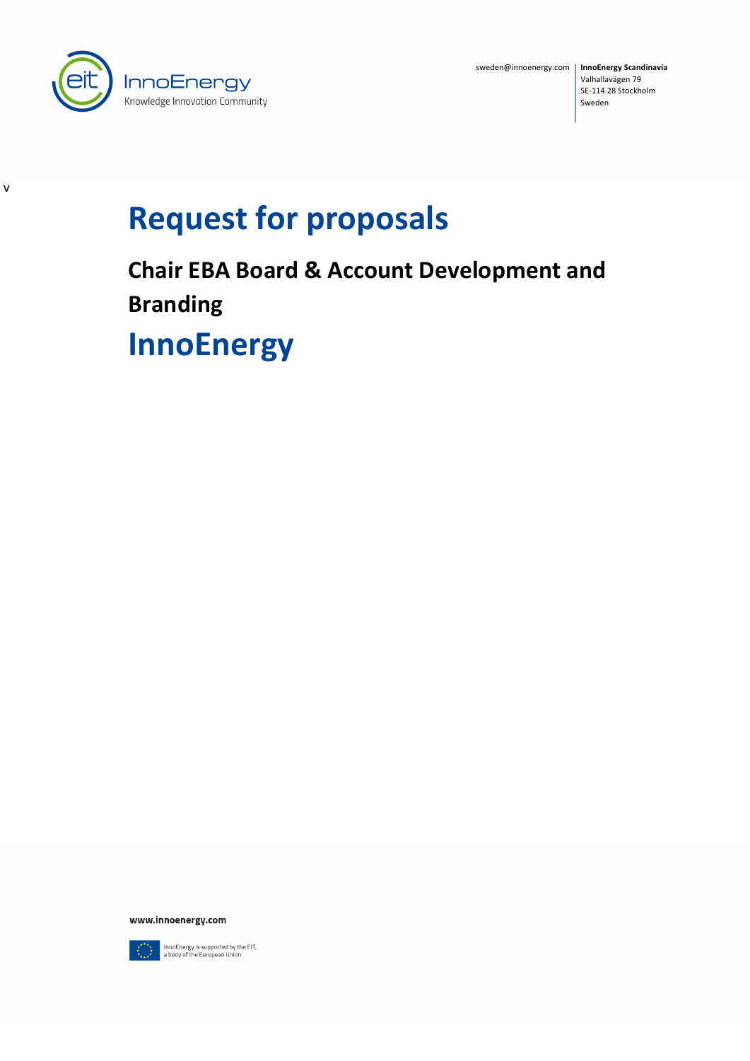sweden@innoenergy.com

**InnoEnergy Scandinavia**
Valhallavägen 79
SE-114 28 Stockholm
Sweden

v

# Request for proposals

## Chair EBA Board & Account Development and Branding

# InnoEnergy

**www.innoenergy.com**

InnoEnergy is supported by the EIT, a body of the European Union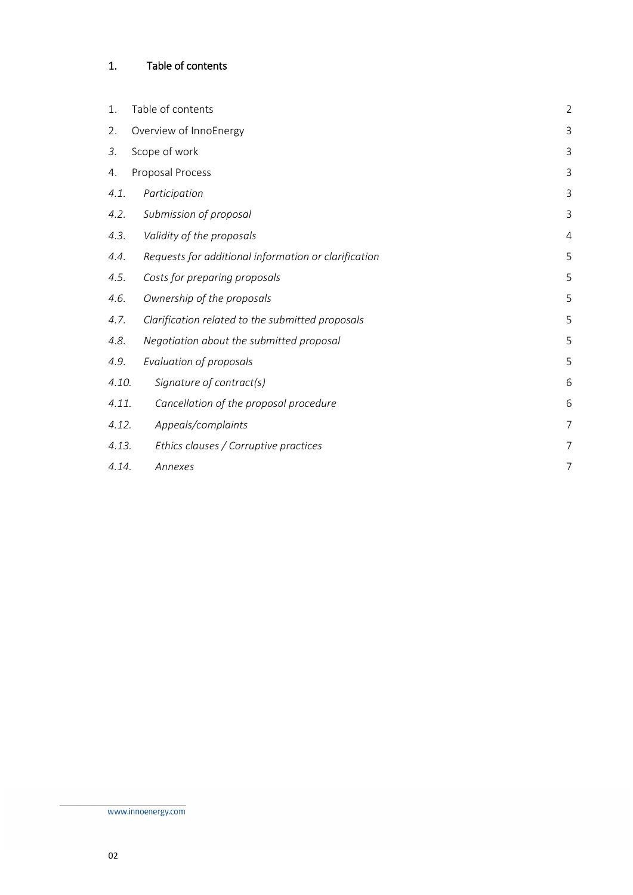# 1. Table of contents

| | | |
|---|---|---|
| 1. | Table of contents | 2 |
| 2. | Overview of InnoEnergy | 3 |
| *3.* | Scope of work | 3 |
| 4. | Proposal Process | 3 |
| *4.1.* | *Participation* | 3 |
| *4.2.* | *Submission of proposal* | 3 |
| *4.3.* | *Validity of the proposals* | 4 |
| *4.4.* | *Requests for additional information or clarification* | 5 |
| *4.5.* | *Costs for preparing proposals* | 5 |
| *4.6.* | *Ownership of the proposals* | 5 |
| *4.7.* | *Clarification related to the submitted proposals* | 5 |
| *4.8.* | *Negotiation about the submitted proposal* | 5 |
| *4.9.* | *Evaluation of proposals* | 5 |
| *4.10.* | *Signature of contract(s)* | 6 |
| *4.11.* | *Cancellation of the proposal procedure* | 6 |
| *4.12.* | *Appeals/complaints* | 7 |
| *4.13.* | *Ethics clauses / Corruptive practices* | 7 |
| *4.14.* | *Annexes* | 7 |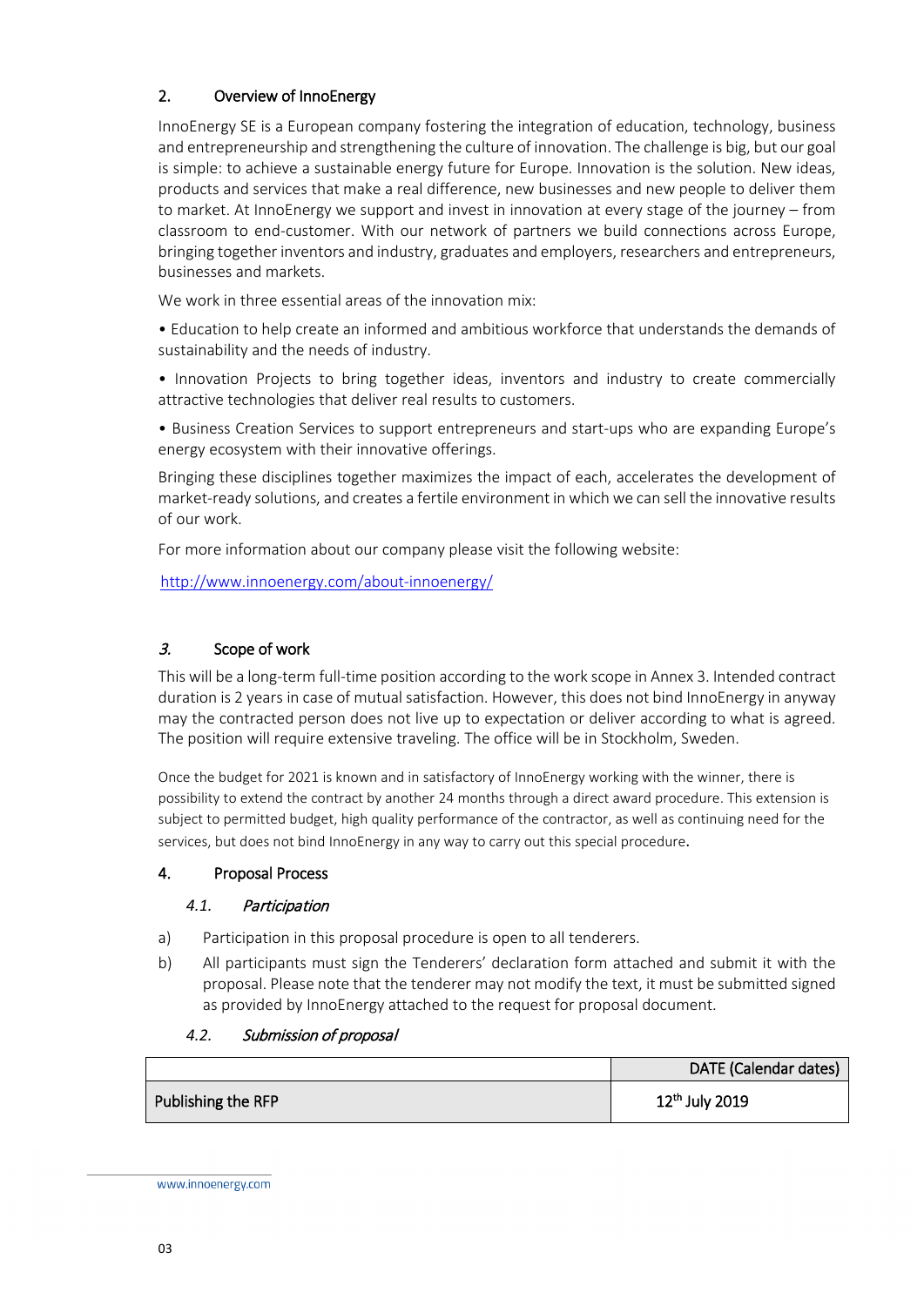## 2. Overview of InnoEnergy

InnoEnergy SE is a European company fostering the integration of education, technology, business and entrepreneurship and strengthening the culture of innovation. The challenge is big, but our goal is simple: to achieve a sustainable energy future for Europe. Innovation is the solution. New ideas, products and services that make a real difference, new businesses and new people to deliver them to market. At InnoEnergy we support and invest in innovation at every stage of the journey – from classroom to end-customer. With our network of partners we build connections across Europe, bringing together inventors and industry, graduates and employers, researchers and entrepreneurs, businesses and markets.

We work in three essential areas of the innovation mix:

• Education to help create an informed and ambitious workforce that understands the demands of sustainability and the needs of industry.

• Innovation Projects to bring together ideas, inventors and industry to create commercially attractive technologies that deliver real results to customers.

• Business Creation Services to support entrepreneurs and start-ups who are expanding Europe's energy ecosystem with their innovative offerings.

Bringing these disciplines together maximizes the impact of each, accelerates the development of market-ready solutions, and creates a fertile environment in which we can sell the innovative results of our work.

For more information about our company please visit the following website:

http://www.innoenergy.com/about-innoenergy/

## *3.* Scope of work

This will be a long-term full-time position according to the work scope in Annex 3. Intended contract duration is 2 years in case of mutual satisfaction. However, this does not bind InnoEnergy in anyway may the contracted person does not live up to expectation or deliver according to what is agreed. The position will require extensive traveling. The office will be in Stockholm, Sweden.

Once the budget for 2021 is known and in satisfactory of InnoEnergy working with the winner, there is possibility to extend the contract by another 24 months through a direct award procedure. This extension is subject to permitted budget, high quality performance of the contractor, as well as continuing need for the services, but does not bind InnoEnergy in any way to carry out this special procedure.

## 4. Proposal Process

### *4.1. Participation*

a) Participation in this proposal procedure is open to all tenderers.

b) All participants must sign the Tenderers' declaration form attached and submit it with the proposal. Please note that the tenderer may not modify the text, it must be submitted signed as provided by InnoEnergy attached to the request for proposal document.

### *4.2. Submission of proposal*

| | DATE (Calendar dates) |
|---|---|
| Publishing the RFP | 12th July 2019 |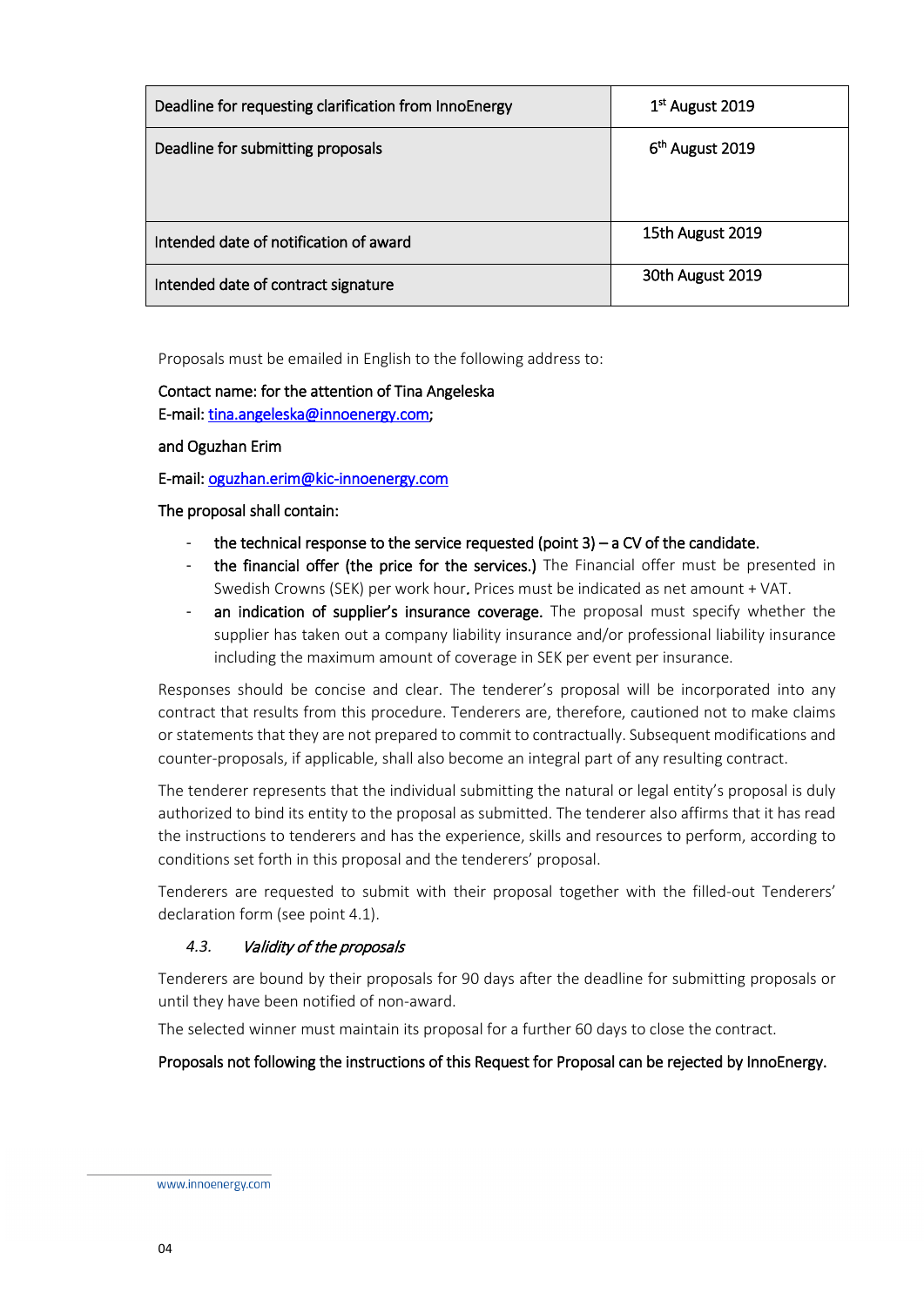| Deadline for requesting clarification from InnoEnergy | 1st August 2019 |
| --- | --- |
| Deadline for submitting proposals | 6th August 2019 |
| Intended date of notification of award | 15th August 2019 |
| Intended date of contract signature | 30th August 2019 |

Proposals must be emailed in English to the following address to:

Contact name: for the attention of Tina Angeleska
E-mail: tina.angeleska@innoenergy.com;

and Oguzhan Erim

E-mail: oguzhan.erim@kic-innoenergy.com

The proposal shall contain:

- **the technical response to the service requested (point 3) – a CV of the candidate.**
- **the financial offer (the price for the services.)** The Financial offer must be presented in Swedish Crowns (SEK) per work hour. Prices must be indicated as net amount + VAT.
- **an indication of supplier's insurance coverage.** The proposal must specify whether the supplier has taken out a company liability insurance and/or professional liability insurance including the maximum amount of coverage in SEK per event per insurance.

Responses should be concise and clear. The tenderer's proposal will be incorporated into any contract that results from this procedure. Tenderers are, therefore, cautioned not to make claims or statements that they are not prepared to commit to contractually. Subsequent modifications and counter-proposals, if applicable, shall also become an integral part of any resulting contract.

The tenderer represents that the individual submitting the natural or legal entity's proposal is duly authorized to bind its entity to the proposal as submitted. The tenderer also affirms that it has read the instructions to tenderers and has the experience, skills and resources to perform, according to conditions set forth in this proposal and the tenderers' proposal.

Tenderers are requested to submit with their proposal together with the filled-out Tenderers' declaration form (see point 4.1).

### *4.3. Validity of the proposals*

Tenderers are bound by their proposals for 90 days after the deadline for submitting proposals or until they have been notified of non-award.

The selected winner must maintain its proposal for a further 60 days to close the contract.

**Proposals not following the instructions of this Request for Proposal can be rejected by InnoEnergy.**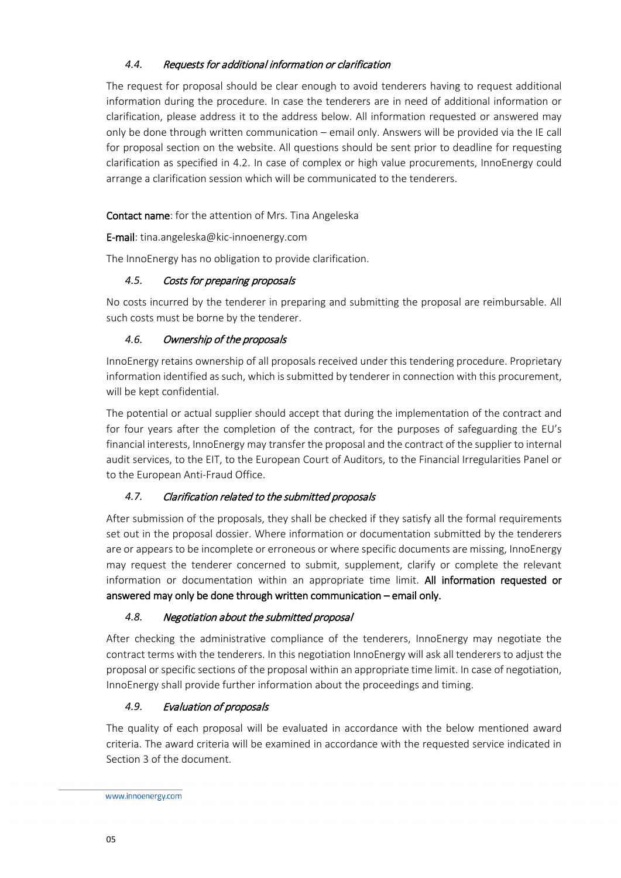### *4.4. Requests for additional information or clarification*

The request for proposal should be clear enough to avoid tenderers having to request additional information during the procedure. In case the tenderers are in need of additional information or clarification, please address it to the address below. All information requested or answered may only be done through written communication – email only. Answers will be provided via the IE call for proposal section on the website. All questions should be sent prior to deadline for requesting clarification as specified in 4.2. In case of complex or high value procurements, InnoEnergy could arrange a clarification session which will be communicated to the tenderers.

**Contact name**: for the attention of Mrs. Tina Angeleska

**E-mail**: tina.angeleska@kic-innoenergy.com

The InnoEnergy has no obligation to provide clarification.

### *4.5. Costs for preparing proposals*

No costs incurred by the tenderer in preparing and submitting the proposal are reimbursable. All such costs must be borne by the tenderer.

### *4.6. Ownership of the proposals*

InnoEnergy retains ownership of all proposals received under this tendering procedure. Proprietary information identified as such, which is submitted by tenderer in connection with this procurement, will be kept confidential.

The potential or actual supplier should accept that during the implementation of the contract and for four years after the completion of the contract, for the purposes of safeguarding the EU's financial interests, InnoEnergy may transfer the proposal and the contract of the supplier to internal audit services, to the EIT, to the European Court of Auditors, to the Financial Irregularities Panel or to the European Anti-Fraud Office.

### *4.7. Clarification related to the submitted proposals*

After submission of the proposals, they shall be checked if they satisfy all the formal requirements set out in the proposal dossier. Where information or documentation submitted by the tenderers are or appears to be incomplete or erroneous or where specific documents are missing, InnoEnergy may request the tenderer concerned to submit, supplement, clarify or complete the relevant information or documentation within an appropriate time limit. **All information requested or answered may only be done through written communication – email only.**

### *4.8. Negotiation about the submitted proposal*

After checking the administrative compliance of the tenderers, InnoEnergy may negotiate the contract terms with the tenderers. In this negotiation InnoEnergy will ask all tenderers to adjust the proposal or specific sections of the proposal within an appropriate time limit. In case of negotiation, InnoEnergy shall provide further information about the proceedings and timing.

### *4.9. Evaluation of proposals*

The quality of each proposal will be evaluated in accordance with the below mentioned award criteria. The award criteria will be examined in accordance with the requested service indicated in Section 3 of the document.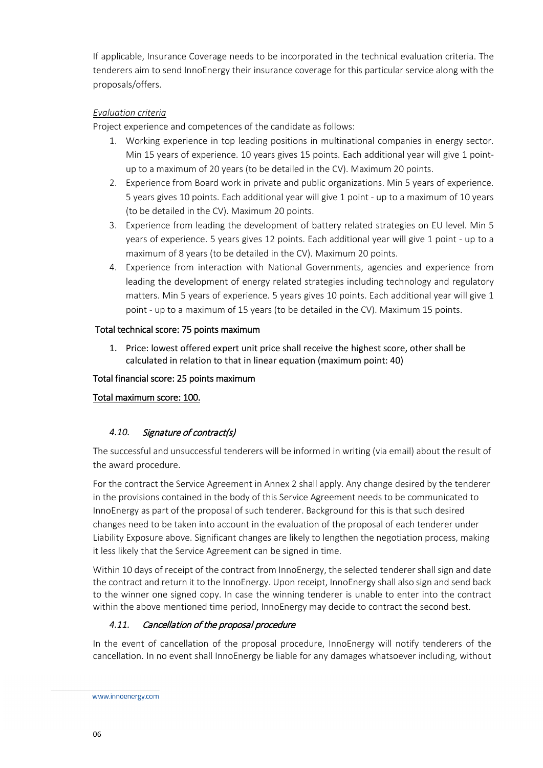If applicable, Insurance Coverage needs to be incorporated in the technical evaluation criteria. The tenderers aim to send InnoEnergy their insurance coverage for this particular service along with the proposals/offers.

*Evaluation criteria*

Project experience and competences of the candidate as follows:

1. Working experience in top leading positions in multinational companies in energy sector. Min 15 years of experience. 10 years gives 15 points. Each additional year will give 1 point- up to a maximum of 20 years (to be detailed in the CV). Maximum 20 points.
2. Experience from Board work in private and public organizations. Min 5 years of experience. 5 years gives 10 points. Each additional year will give 1 point - up to a maximum of 10 years (to be detailed in the CV). Maximum 20 points.
3. Experience from leading the development of battery related strategies on EU level. Min 5 years of experience. 5 years gives 12 points. Each additional year will give 1 point - up to a maximum of 8 years (to be detailed in the CV). Maximum 20 points.
4. Experience from interaction with National Governments, agencies and experience from leading the development of energy related strategies including technology and regulatory matters. Min 5 years of experience. 5 years gives 10 points. Each additional year will give 1 point - up to a maximum of 15 years (to be detailed in the CV). Maximum 15 points.

Total technical score: 75 points maximum

1. Price: lowest offered expert unit price shall receive the highest score, other shall be calculated in relation to that in linear equation (maximum point: 40)

Total financial score: 25 points maximum

Total maximum score: 100.

### 4.10. *Signature of contract(s)*

The successful and unsuccessful tenderers will be informed in writing (via email) about the result of the award procedure.

For the contract the Service Agreement in Annex 2 shall apply. Any change desired by the tenderer in the provisions contained in the body of this Service Agreement needs to be communicated to InnoEnergy as part of the proposal of such tenderer. Background for this is that such desired changes need to be taken into account in the evaluation of the proposal of each tenderer under Liability Exposure above. Significant changes are likely to lengthen the negotiation process, making it less likely that the Service Agreement can be signed in time.

Within 10 days of receipt of the contract from InnoEnergy, the selected tenderer shall sign and date the contract and return it to the InnoEnergy. Upon receipt, InnoEnergy shall also sign and send back to the winner one signed copy. In case the winning tenderer is unable to enter into the contract within the above mentioned time period, InnoEnergy may decide to contract the second best.

### 4.11. *Cancellation of the proposal procedure*

In the event of cancellation of the proposal procedure, InnoEnergy will notify tenderers of the cancellation. In no event shall InnoEnergy be liable for any damages whatsoever including, without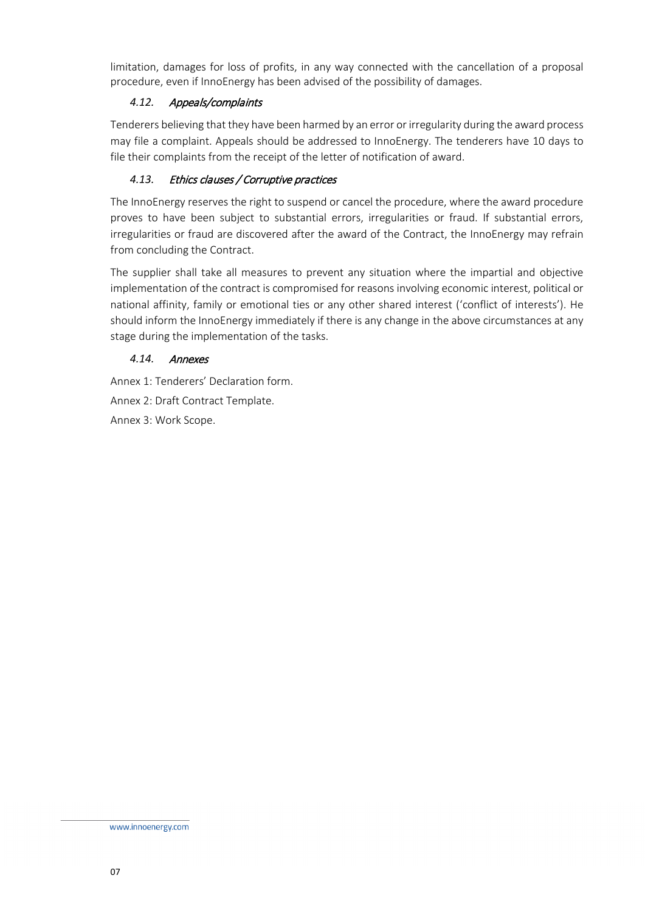limitation, damages for loss of profits, in any way connected with the cancellation of a proposal procedure, even if InnoEnergy has been advised of the possibility of damages.

### *4.12. Appeals/complaints*

Tenderers believing that they have been harmed by an error or irregularity during the award process may file a complaint. Appeals should be addressed to InnoEnergy. The tenderers have 10 days to file their complaints from the receipt of the letter of notification of award.

### *4.13. Ethics clauses / Corruptive practices*

The InnoEnergy reserves the right to suspend or cancel the procedure, where the award procedure proves to have been subject to substantial errors, irregularities or fraud. If substantial errors, irregularities or fraud are discovered after the award of the Contract, the InnoEnergy may refrain from concluding the Contract.

The supplier shall take all measures to prevent any situation where the impartial and objective implementation of the contract is compromised for reasons involving economic interest, political or national affinity, family or emotional ties or any other shared interest ('conflict of interests'). He should inform the InnoEnergy immediately if there is any change in the above circumstances at any stage during the implementation of the tasks.

### *4.14. Annexes*

Annex 1: Tenderers' Declaration form.

Annex 2: Draft Contract Template.

Annex 3: Work Scope.